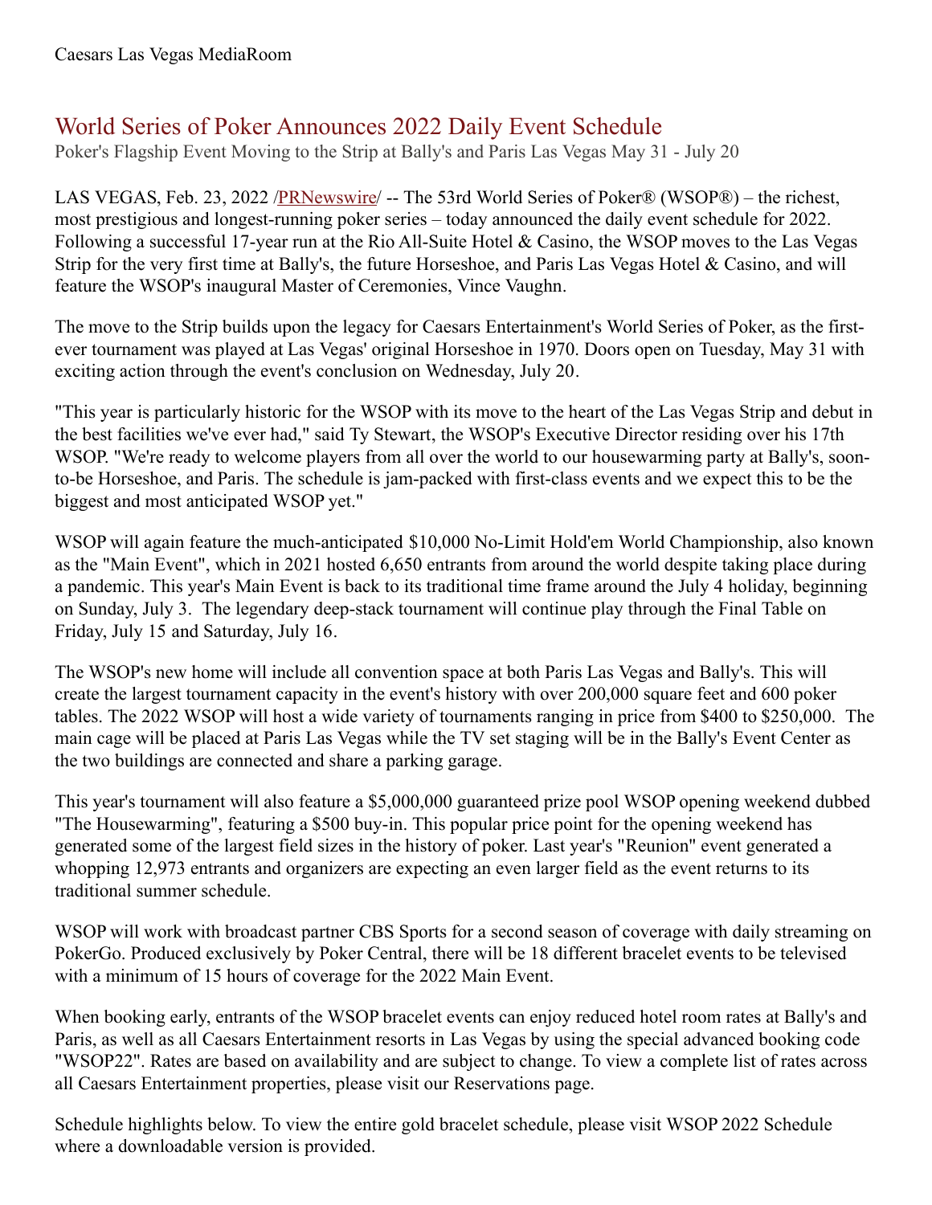Caesars Las Vegas MediaRoom

# World Series of Poker Announces 2022 Daily Event Schedule

Poker's Flagship Event Moving to the Strip at Bally's and Paris Las Vegas May 31 - July 20

LAS VEGAS, Feb. 23, 2022 /PRNewswire/ -- The 53rd World Series of Poker® (WSOP®) – the richest, most prestigious and longest-running poker series – today announced the daily event schedule for 2022. Following a successful 17-year run at the Rio All-Suite Hotel & Casino, the WSOP moves to the Las Vegas Strip for the very first time at Bally's, the future Horseshoe, and Paris Las Vegas Hotel & Casino, and will feature the WSOP's inaugural Master of Ceremonies, Vince Vaughn.

The move to the Strip builds upon the legacy for Caesars Entertainment's World Series of Poker, as the first-ever tournament was played at Las Vegas' original Horseshoe in 1970. Doors open on Tuesday, May 31 with exciting action through the event's conclusion on Wednesday, July 20.

"This year is particularly historic for the WSOP with its move to the heart of the Las Vegas Strip and debut in the best facilities we've ever had," said Ty Stewart, the WSOP's Executive Director residing over his 17th WSOP. "We're ready to welcome players from all over the world to our housewarming party at Bally's, soon-to-be Horseshoe, and Paris. The schedule is jam-packed with first-class events and we expect this to be the biggest and most anticipated WSOP yet."

WSOP will again feature the much-anticipated $10,000 No-Limit Hold'em World Championship, also known as the "Main Event", which in 2021 hosted 6,650 entrants from around the world despite taking place during a pandemic. This year's Main Event is back to its traditional time frame around the July 4 holiday, beginning on Sunday, July 3. The legendary deep-stack tournament will continue play through the Final Table on Friday, July 15 and Saturday, July 16.

The WSOP's new home will include all convention space at both Paris Las Vegas and Bally's. This will create the largest tournament capacity in the event's history with over 200,000 square feet and 600 poker tables. The 2022 WSOP will host a wide variety of tournaments ranging in price from $400 to $250,000. The main cage will be placed at Paris Las Vegas while the TV set staging will be in the Bally's Event Center as the two buildings are connected and share a parking garage.

This year's tournament will also feature a $5,000,000 guaranteed prize pool WSOP opening weekend dubbed "The Housewarming", featuring a $500 buy-in. This popular price point for the opening weekend has generated some of the largest field sizes in the history of poker. Last year's "Reunion" event generated a whopping 12,973 entrants and organizers are expecting an even larger field as the event returns to its traditional summer schedule.

WSOP will work with broadcast partner CBS Sports for a second season of coverage with daily streaming on PokerGo. Produced exclusively by Poker Central, there will be 18 different bracelet events to be televised with a minimum of 15 hours of coverage for the 2022 Main Event.

When booking early, entrants of the WSOP bracelet events can enjoy reduced hotel room rates at Bally's and Paris, as well as all Caesars Entertainment resorts in Las Vegas by using the special advanced booking code "WSOP22". Rates are based on availability and are subject to change. To view a complete list of rates across all Caesars Entertainment properties, please visit our Reservations page.

Schedule highlights below. To view the entire gold bracelet schedule, please visit WSOP 2022 Schedule where a downloadable version is provided.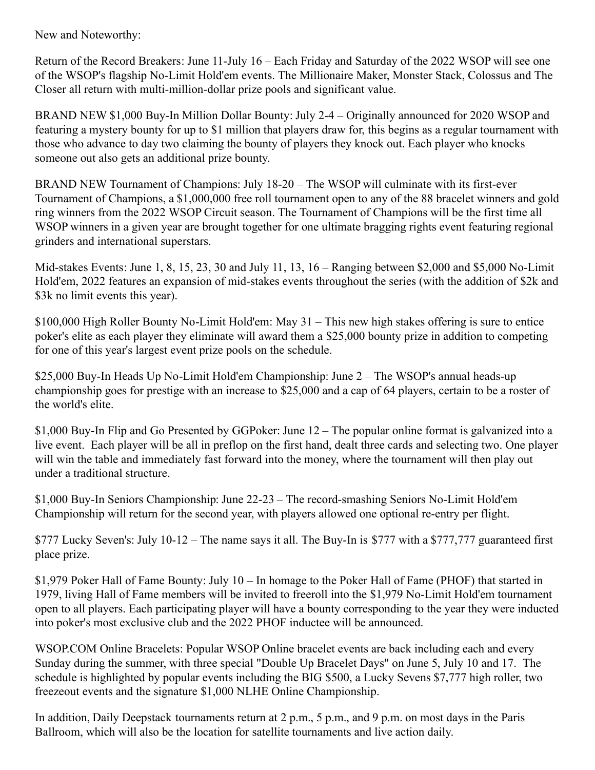New and Noteworthy:

Return of the Record Breakers: June 11-July 16 – Each Friday and Saturday of the 2022 WSOP will see one of the WSOP's flagship No-Limit Hold'em events. The Millionaire Maker, Monster Stack, Colossus and The Closer all return with multi-million-dollar prize pools and significant value.

BRAND NEW $1,000 Buy-In Million Dollar Bounty: July 2-4 – Originally announced for 2020 WSOP and featuring a mystery bounty for up to $1 million that players draw for, this begins as a regular tournament with those who advance to day two claiming the bounty of players they knock out. Each player who knocks someone out also gets an additional prize bounty.

BRAND NEW Tournament of Champions: July 18-20 – The WSOP will culminate with its first-ever Tournament of Champions, a $1,000,000 free roll tournament open to any of the 88 bracelet winners and gold ring winners from the 2022 WSOP Circuit season. The Tournament of Champions will be the first time all WSOP winners in a given year are brought together for one ultimate bragging rights event featuring regional grinders and international superstars.

Mid-stakes Events: June 1, 8, 15, 23, 30 and July 11, 13, 16 – Ranging between $2,000 and $5,000 No-Limit Hold'em, 2022 features an expansion of mid-stakes events throughout the series (with the addition of $2k and $3k no limit events this year).

$100,000 High Roller Bounty No-Limit Hold'em: May 31 – This new high stakes offering is sure to entice poker's elite as each player they eliminate will award them a $25,000 bounty prize in addition to competing for one of this year's largest event prize pools on the schedule.

$25,000 Buy-In Heads Up No-Limit Hold'em Championship: June 2 – The WSOP's annual heads-up championship goes for prestige with an increase to $25,000 and a cap of 64 players, certain to be a roster of the world's elite.

$1,000 Buy-In Flip and Go Presented by GGPoker: June 12 – The popular online format is galvanized into a live event. Each player will be all in preflop on the first hand, dealt three cards and selecting two. One player will win the table and immediately fast forward into the money, where the tournament will then play out under a traditional structure.

$1,000 Buy-In Seniors Championship: June 22-23 – The record-smashing Seniors No-Limit Hold'em Championship will return for the second year, with players allowed one optional re-entry per flight.

$777 Lucky Seven's: July 10-12 – The name says it all. The Buy-In is $777 with a $777,777 guaranteed first place prize.

$1,979 Poker Hall of Fame Bounty: July 10 – In homage to the Poker Hall of Fame (PHOF) that started in 1979, living Hall of Fame members will be invited to freeroll into the $1,979 No-Limit Hold'em tournament open to all players. Each participating player will have a bounty corresponding to the year they were inducted into poker's most exclusive club and the 2022 PHOF inductee will be announced.

WSOP.COM Online Bracelets: Popular WSOP Online bracelet events are back including each and every Sunday during the summer, with three special "Double Up Bracelet Days" on June 5, July 10 and 17. The schedule is highlighted by popular events including the BIG $500, a Lucky Sevens $7,777 high roller, two freezeout events and the signature $1,000 NLHE Online Championship.

In addition, Daily Deepstack tournaments return at 2 p.m., 5 p.m., and 9 p.m. on most days in the Paris Ballroom, which will also be the location for satellite tournaments and live action daily.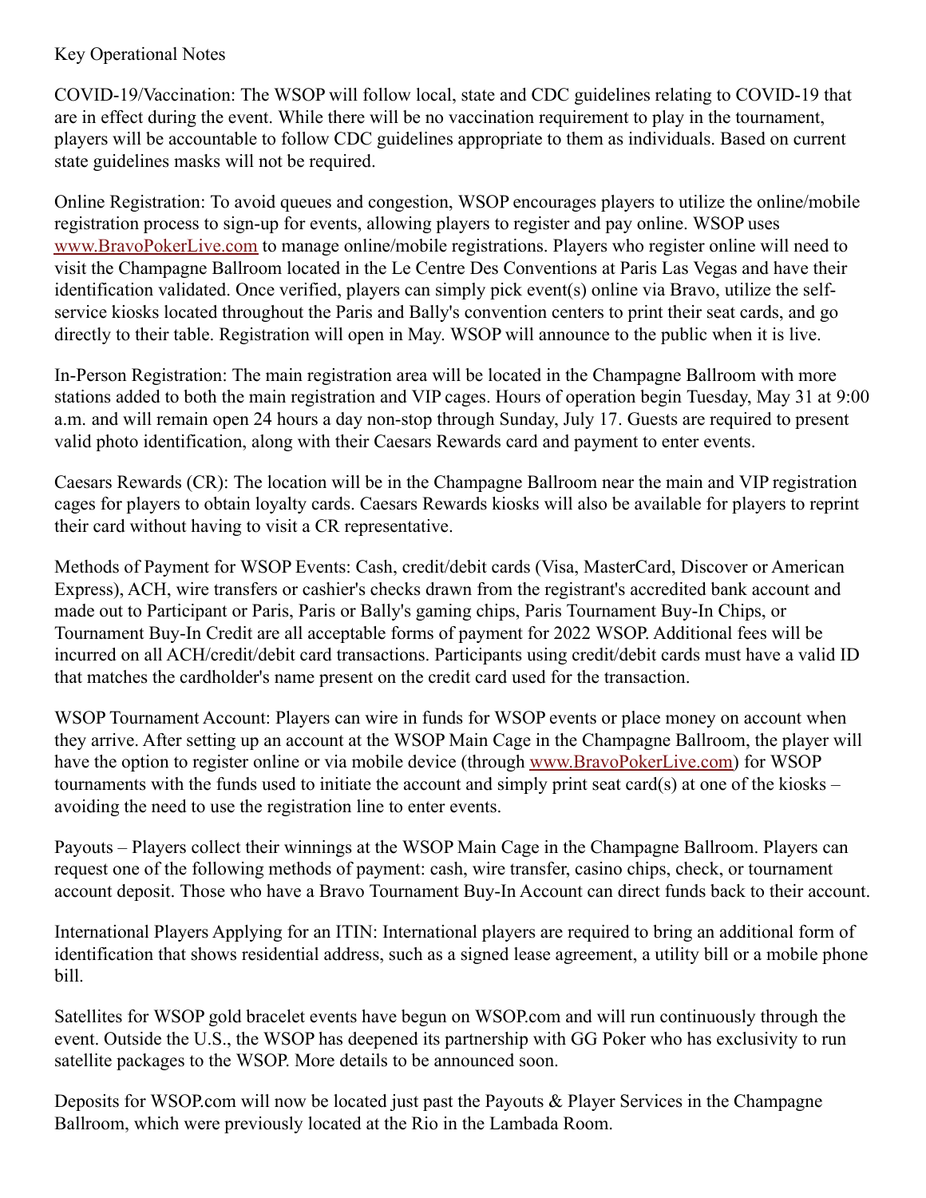Key Operational Notes

COVID-19/Vaccination: The WSOP will follow local, state and CDC guidelines relating to COVID-19 that are in effect during the event. While there will be no vaccination requirement to play in the tournament, players will be accountable to follow CDC guidelines appropriate to them as individuals. Based on current state guidelines masks will not be required.

Online Registration: To avoid queues and congestion, WSOP encourages players to utilize the online/mobile registration process to sign-up for events, allowing players to register and pay online. WSOP uses [www.BravoPokerLive.com](http://www.BravoPokerLive.com) to manage online/mobile registrations. Players who register online will need to visit the Champagne Ballroom located in the Le Centre Des Conventions at Paris Las Vegas and have their identification validated. Once verified, players can simply pick event(s) online via Bravo, utilize the self-service kiosks located throughout the Paris and Bally's convention centers to print their seat cards, and go directly to their table. Registration will open in May. WSOP will announce to the public when it is live.

In-Person Registration: The main registration area will be located in the Champagne Ballroom with more stations added to both the main registration and VIP cages. Hours of operation begin Tuesday, May 31 at 9:00 a.m. and will remain open 24 hours a day non-stop through Sunday, July 17. Guests are required to present valid photo identification, along with their Caesars Rewards card and payment to enter events.

Caesars Rewards (CR): The location will be in the Champagne Ballroom near the main and VIP registration cages for players to obtain loyalty cards. Caesars Rewards kiosks will also be available for players to reprint their card without having to visit a CR representative.

Methods of Payment for WSOP Events: Cash, credit/debit cards (Visa, MasterCard, Discover or American Express), ACH, wire transfers or cashier's checks drawn from the registrant's accredited bank account and made out to Participant or Paris, Paris or Bally's gaming chips, Paris Tournament Buy-In Chips, or Tournament Buy-In Credit are all acceptable forms of payment for 2022 WSOP. Additional fees will be incurred on all ACH/credit/debit card transactions. Participants using credit/debit cards must have a valid ID that matches the cardholder's name present on the credit card used for the transaction.

WSOP Tournament Account: Players can wire in funds for WSOP events or place money on account when they arrive. After setting up an account at the WSOP Main Cage in the Champagne Ballroom, the player will have the option to register online or via mobile device (through [www.BravoPokerLive.com](http://www.BravoPokerLive.com)) for WSOP tournaments with the funds used to initiate the account and simply print seat card(s) at one of the kiosks – avoiding the need to use the registration line to enter events.

Payouts – Players collect their winnings at the WSOP Main Cage in the Champagne Ballroom. Players can request one of the following methods of payment: cash, wire transfer, casino chips, check, or tournament account deposit. Those who have a Bravo Tournament Buy-In Account can direct funds back to their account.

International Players Applying for an ITIN: International players are required to bring an additional form of identification that shows residential address, such as a signed lease agreement, a utility bill or a mobile phone bill.

Satellites for WSOP gold bracelet events have begun on WSOP.com and will run continuously through the event. Outside the U.S., the WSOP has deepened its partnership with GG Poker who has exclusivity to run satellite packages to the WSOP. More details to be announced soon.

Deposits for WSOP.com will now be located just past the Payouts & Player Services in the Champagne Ballroom, which were previously located at the Rio in the Lambada Room.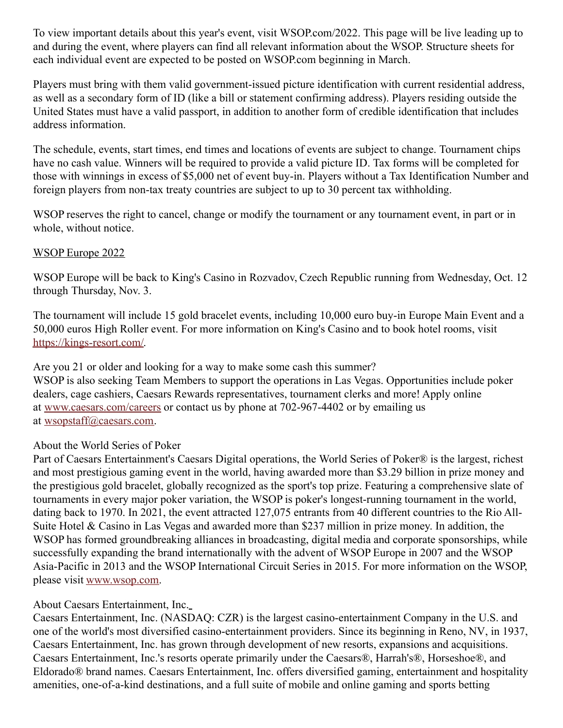To view important details about this year's event, visit WSOP.com/2022. This page will be live leading up to and during the event, where players can find all relevant information about the WSOP. Structure sheets for each individual event are expected to be posted on WSOP.com beginning in March.

Players must bring with them valid government-issued picture identification with current residential address, as well as a secondary form of ID (like a bill or statement confirming address). Players residing outside the United States must have a valid passport, in addition to another form of credible identification that includes address information.

The schedule, events, start times, end times and locations of events are subject to change. Tournament chips have no cash value. Winners will be required to provide a valid picture ID. Tax forms will be completed for those with winnings in excess of $5,000 net of event buy-in. Players without a Tax Identification Number and foreign players from non-tax treaty countries are subject to up to 30 percent tax withholding.

WSOP reserves the right to cancel, change or modify the tournament or any tournament event, in part or in whole, without notice.

WSOP Europe 2022

WSOP Europe will be back to King's Casino in Rozvadov, Czech Republic running from Wednesday, Oct. 12 through Thursday, Nov. 3.

The tournament will include 15 gold bracelet events, including 10,000 euro buy-in Europe Main Event and a 50,000 euros High Roller event. For more information on King's Casino and to book hotel rooms, visit https://kings-resort.com/.

Are you 21 or older and looking for a way to make some cash this summer?
WSOP is also seeking Team Members to support the operations in Las Vegas. Opportunities include poker dealers, cage cashiers, Caesars Rewards representatives, tournament clerks and more! Apply online at www.caesars.com/careers or contact us by phone at 702-967-4402 or by emailing us at wsopstaff@caesars.com.

About the World Series of Poker
Part of Caesars Entertainment's Caesars Digital operations, the World Series of Poker® is the largest, richest and most prestigious gaming event in the world, having awarded more than $3.29 billion in prize money and the prestigious gold bracelet, globally recognized as the sport's top prize. Featuring a comprehensive slate of tournaments in every major poker variation, the WSOP is poker's longest-running tournament in the world, dating back to 1970. In 2021, the event attracted 127,075 entrants from 40 different countries to the Rio All-Suite Hotel & Casino in Las Vegas and awarded more than $237 million in prize money. In addition, the WSOP has formed groundbreaking alliances in broadcasting, digital media and corporate sponsorships, while successfully expanding the brand internationally with the advent of WSOP Europe in 2007 and the WSOP Asia-Pacific in 2013 and the WSOP International Circuit Series in 2015. For more information on the WSOP, please visit www.wsop.com.

About Caesars Entertainment, Inc.
Caesars Entertainment, Inc. (NASDAQ: CZR) is the largest casino-entertainment Company in the U.S. and one of the world's most diversified casino-entertainment providers. Since its beginning in Reno, NV, in 1937, Caesars Entertainment, Inc. has grown through development of new resorts, expansions and acquisitions. Caesars Entertainment, Inc.'s resorts operate primarily under the Caesars®, Harrah's®, Horseshoe®, and Eldorado® brand names. Caesars Entertainment, Inc. offers diversified gaming, entertainment and hospitality amenities, one-of-a-kind destinations, and a full suite of mobile and online gaming and sports betting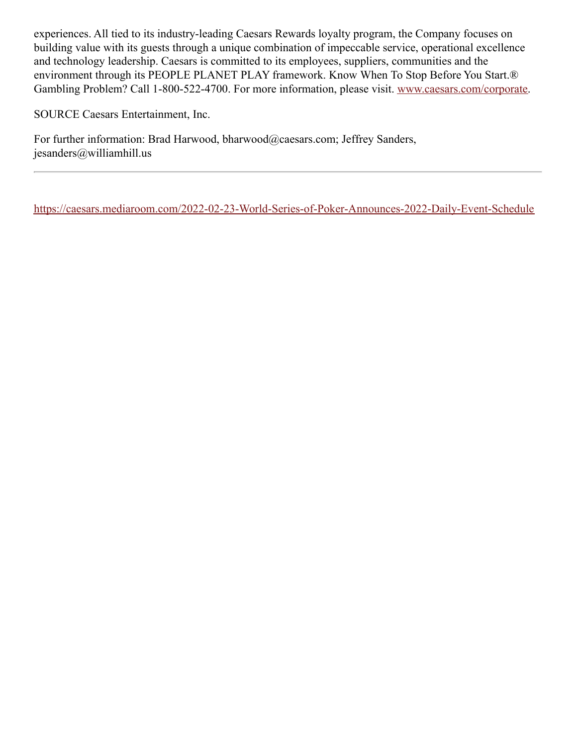experiences. All tied to its industry-leading Caesars Rewards loyalty program, the Company focuses on building value with its guests through a unique combination of impeccable service, operational excellence and technology leadership. Caesars is committed to its employees, suppliers, communities and the environment through its PEOPLE PLANET PLAY framework. Know When To Stop Before You Start.® Gambling Problem? Call 1-800-522-4700. For more information, please visit. [www.caesars.com/corporate](www.caesars.com/corporate).

SOURCE Caesars Entertainment, Inc.

For further information: Brad Harwood, bharwood@caesars.com; Jeffrey Sanders, jesanders@williamhill.us

---

https://caesars.mediaroom.com/2022-02-23-World-Series-of-Poker-Announces-2022-Daily-Event-Schedule